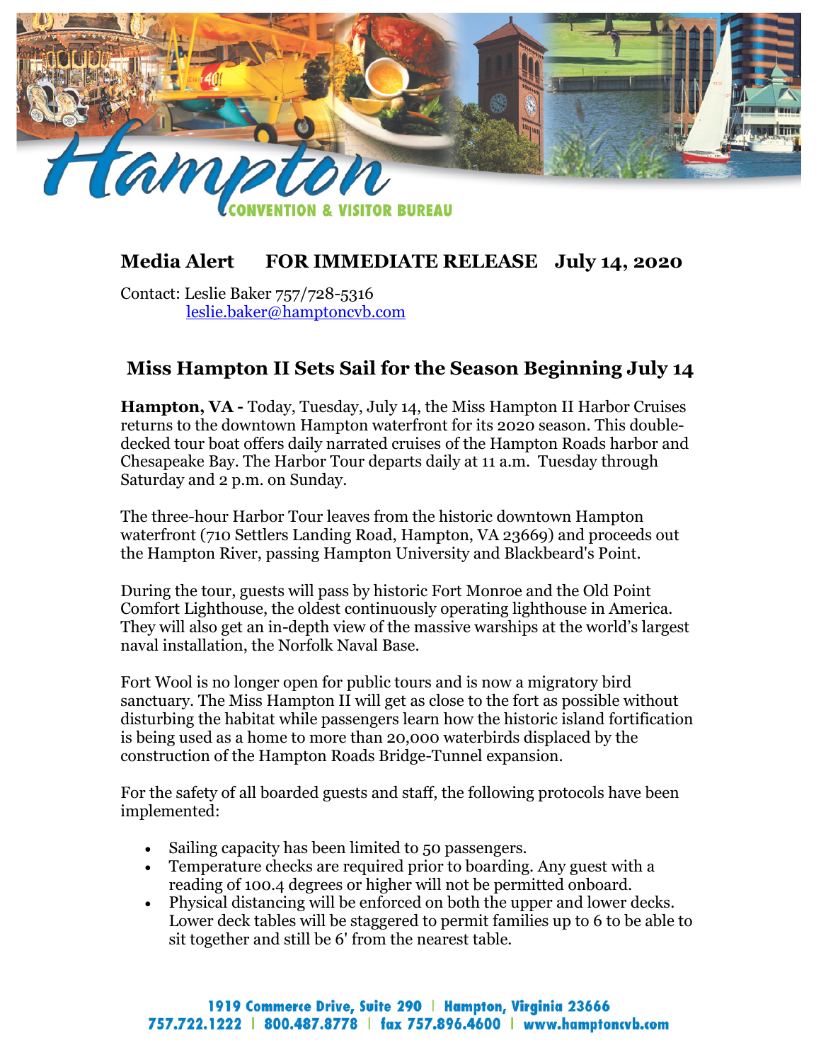Hampton CONVENTION & VISITOR BUREAU

**Media Alert FOR IMMEDIATE RELEASE July 14, 2020**

Contact: Leslie Baker 757/728-5316
leslie.baker@hamptoncvb.com

## Miss Hampton II Sets Sail for the Season Beginning July 14

**Hampton, VA -** Today, Tuesday, July 14, the Miss Hampton II Harbor Cruises returns to the downtown Hampton waterfront for its 2020 season. This double-decked tour boat offers daily narrated cruises of the Hampton Roads harbor and Chesapeake Bay. The Harbor Tour departs daily at 11 a.m. Tuesday through Saturday and 2 p.m. on Sunday.

The three-hour Harbor Tour leaves from the historic downtown Hampton waterfront (710 Settlers Landing Road, Hampton, VA 23669) and proceeds out the Hampton River, passing Hampton University and Blackbeard's Point.

During the tour, guests will pass by historic Fort Monroe and the Old Point Comfort Lighthouse, the oldest continuously operating lighthouse in America. They will also get an in-depth view of the massive warships at the world's largest naval installation, the Norfolk Naval Base.

Fort Wool is no longer open for public tours and is now a migratory bird sanctuary. The Miss Hampton II will get as close to the fort as possible without disturbing the habitat while passengers learn how the historic island fortification is being used as a home to more than 20,000 waterbirds displaced by the construction of the Hampton Roads Bridge-Tunnel expansion.

For the safety of all boarded guests and staff, the following protocols have been implemented:

- Sailing capacity has been limited to 50 passengers.
- Temperature checks are required prior to boarding. Any guest with a reading of 100.4 degrees or higher will not be permitted onboard.
- Physical distancing will be enforced on both the upper and lower decks. Lower deck tables will be staggered to permit families up to 6 to be able to sit together and still be 6' from the nearest table.

1919 Commerce Drive, Suite 290 | Hampton, Virginia 23666
757.722.1222 | 800.487.8778 | fax 757.896.4600 | www.hamptoncvb.com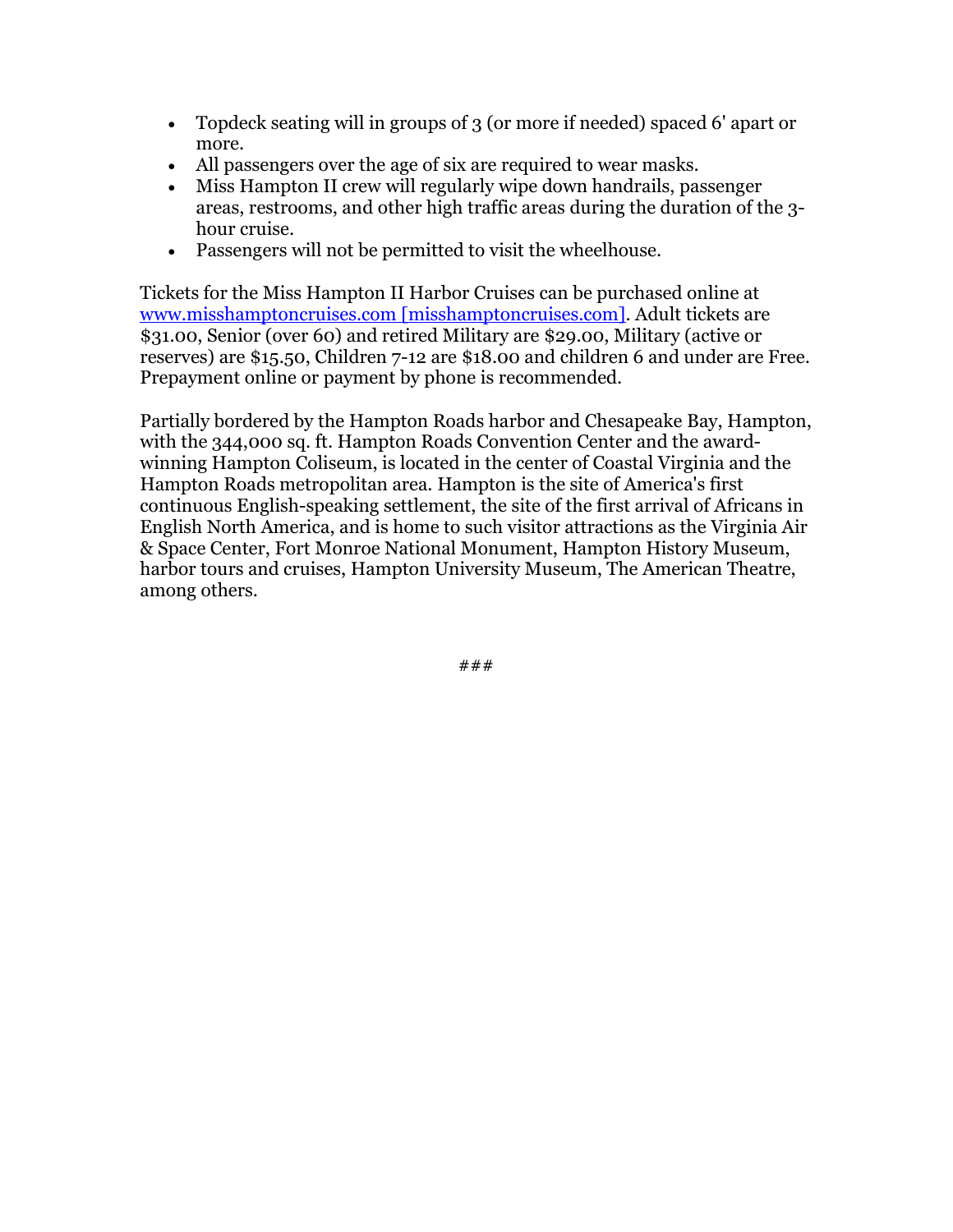- Topdeck seating will in groups of 3 (or more if needed) spaced 6' apart or more.
- All passengers over the age of six are required to wear masks.
- Miss Hampton II crew will regularly wipe down handrails, passenger areas, restrooms, and other high traffic areas during the duration of the 3-hour cruise.
- Passengers will not be permitted to visit the wheelhouse.

Tickets for the Miss Hampton II Harbor Cruises can be purchased online at www.misshamptoncruises.com [misshamptoncruises.com]. Adult tickets are $31.00, Senior (over 60) and retired Military are $29.00, Military (active or reserves) are $15.50, Children 7-12 are $18.00 and children 6 and under are Free. Prepayment online or payment by phone is recommended.

Partially bordered by the Hampton Roads harbor and Chesapeake Bay, Hampton, with the 344,000 sq. ft. Hampton Roads Convention Center and the award-winning Hampton Coliseum, is located in the center of Coastal Virginia and the Hampton Roads metropolitan area. Hampton is the site of America's first continuous English-speaking settlement, the site of the first arrival of Africans in English North America, and is home to such visitor attractions as the Virginia Air & Space Center, Fort Monroe National Monument, Hampton History Museum, harbor tours and cruises, Hampton University Museum, The American Theatre, among others.

###